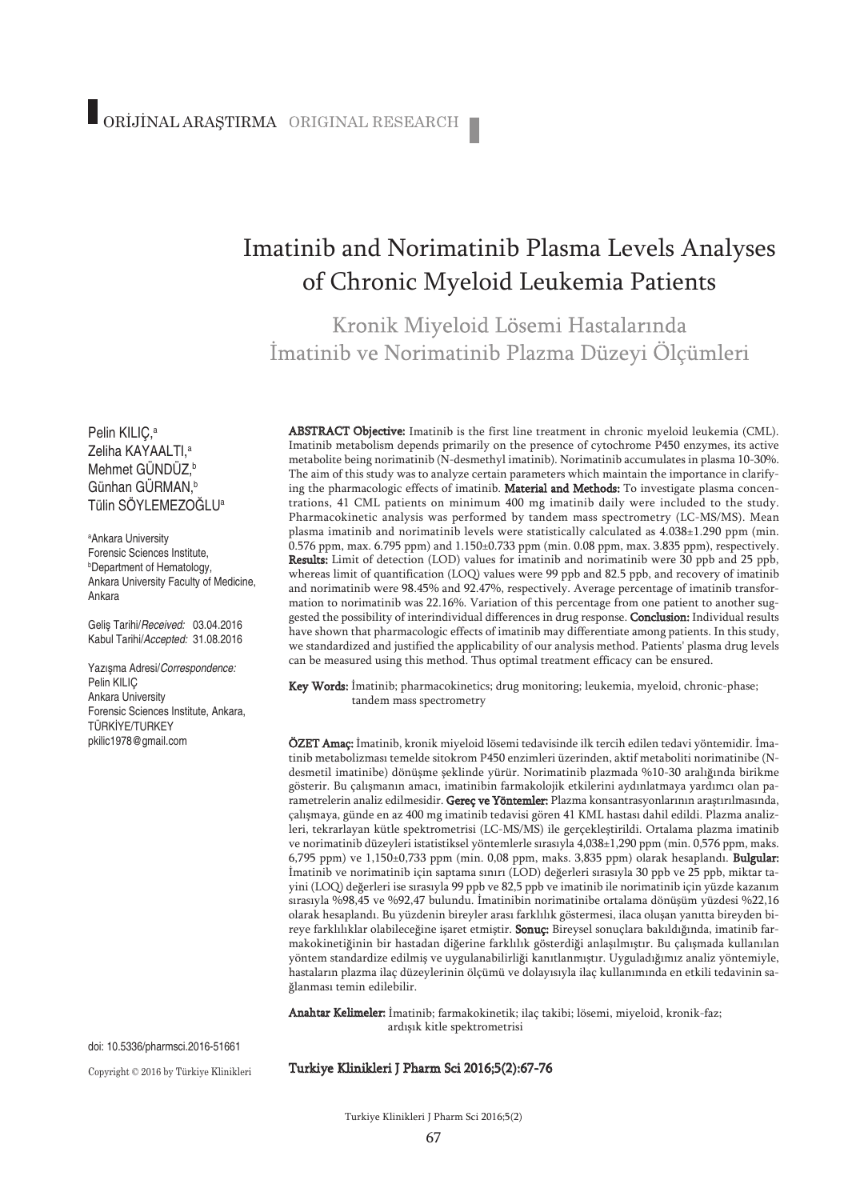ORİJİNAL ARAŞTIRMA ORIGINAL RESEARCH

# Imatinib and Norimatinib Plasma Levels Analyses of Chronic Myeloid Leukemia Patients

## Kronik Miyeloid Lösemi Hastalarında İmatinib ve Norimatinib Plazma Düzeyi Ölçümleri

Pelin KILIÇ,[a] Zeliha KAYAALTI,[a] Mehmet GÜNDÜZ,[b] Günhan GÜRMAN,[b] Tülin SÖYLEMEZOĞLU[a]

[a]Ankara University Forensic Sciences Institute,
[b]Department of Hematology, Ankara University Faculty of Medicine, Ankara

Geliş Tarihi/*Received:* 03.04.2016
Kabul Tarihi/*Accepted:* 31.08.2016

Yazışma Adresi/*Correspondence:*
Pelin KILIÇ
Ankara University
Forensic Sciences Institute, Ankara,
TÜRKİYE/TURKEY
pkilic1978@gmail.com

**ABSTRACT Objective:** Imatinib is the first line treatment in chronic myeloid leukemia (CML). Imatinib metabolism depends primarily on the presence of cytochrome P450 enzymes, its active metabolite being norimatinib (N-desmethyl imatinib). Norimatinib accumulates in plasma 10-30%. The aim of this study was to analyze certain parameters which maintain the importance in clarifying the pharmacologic effects of imatinib. **Material and Methods:** To investigate plasma concentrations, 41 CML patients on minimum 400 mg imatinib daily were included to the study. Pharmacokinetic analysis was performed by tandem mass spectrometry (LC-MS/MS). Mean plasma imatinib and norimatinib levels were statistically calculated as 4.038±1.290 ppm (min. 0.576 ppm, max. 6.795 ppm) and 1.150±0.733 ppm (min. 0.08 ppm, max. 3.835 ppm), respectively. **Results:** Limit of detection (LOD) values for imatinib and norimatinib were 30 ppb and 25 ppb, whereas limit of quantification (LOQ) values were 99 ppb and 82.5 ppb, and recovery of imatinib and norimatinib were 98.45% and 92.47%, respectively. Average percentage of imatinib transformation to norimatinib was 22.16%. Variation of this percentage from one patient to another suggested the possibility of interindividual differences in drug response. **Conclusion:** Individual results have shown that pharmacologic effects of imatinib may differentiate among patients. In this study, we standardized and justified the applicability of our analysis method. Patients' plasma drug levels can be measured using this method. Thus optimal treatment efficacy can be ensured.

**Key Words:** İmatinib; pharmacokinetics; drug monitoring; leukemia, myeloid, chronic-phase; tandem mass spectrometry

**ÖZET Amaç:** İmatinib, kronik miyeloid lösemi tedavisinde ilk tercih edilen tedavi yöntemidir. İmatinib metabolizması temelde sitokrom P450 enzimleri üzerinden, aktif metaboliti norimatinibe (N-desmetil imatinibe) dönüşme şeklinde yürür. Norimatinib plazmada %10-30 aralığında birikme gösterir. Bu çalışmanın amacı, imatinibin farmakolojik etkilerini aydınlatmaya yardımcı olan parametrelerin analiz edilmesidir. **Gereç ve Yöntemler:** Plazma konsantrasyonlarının araştırılmasında, çalışmaya, günde en az 400 mg imatinib tedavisi gören 41 KML hastası dahil edildi. Plazma analizleri, tekrarlayan kütle spektrometrisi (LC-MS/MS) ile gerçekleştirildi. Ortalama plazma imatinib ve norimatinib düzeyleri istatistiksel yöntemlerle sırasıyla 4,038±1,290 ppm (min. 0,576 ppm, maks. 6,795 ppm) ve 1,150±0,733 ppm (min. 0,08 ppm, maks. 3,835 ppm) olarak hesaplandı. **Bulgular:** İmatinib ve norimatinib için saptama sınırı (LOD) değerleri sırasıyla 30 ppb ve 25 ppb, miktar tayini (LOQ) değerleri ise sırasıyla 99 ppb ve 82,5 ppb ve imatinib ile norimatinib için yüzde kazanım sırasıyla %98,45 ve %92,47 bulundu. İmatinibin norimatinibe ortalama dönüşüm yüzdesi %22,16 olarak hesaplandı. Bu yüzdenin bireyler arası farklılık göstermesi, ilaca oluşan yanıtta bireyden bireye farklılıklar olabileceğine işaret etmiştir. **Sonuç:** Bireysel sonuçlara bakıldığında, imatinib farmakokinetiğinin bir hastadan diğerine farklılık gösterdiği anlaşılmıştır. Bu çalışmada kullanılan yöntem standardize edilmiş ve uygulanabilirliği kanıtlanmıştır. Uyguladığımız analiz yöntemiyle, hastaların plazma ilaç düzeylerinin ölçümü ve dolayısıyla ilaç kullanımında en etkili tedavinin sağlanması temin edilebilir.

**Anahtar Kelimeler:** İmatinib; farmakokinetik; ilaç takibi; lösemi, miyeloid, kronik-faz; ardışık kitle spektrometrisi

doi: 10.5336/pharmsci.2016-51661

Copyright © 2016 by Türkiye Klinikleri

**Turkiye Klinikleri J Pharm Sci 2016;5(2):67-76**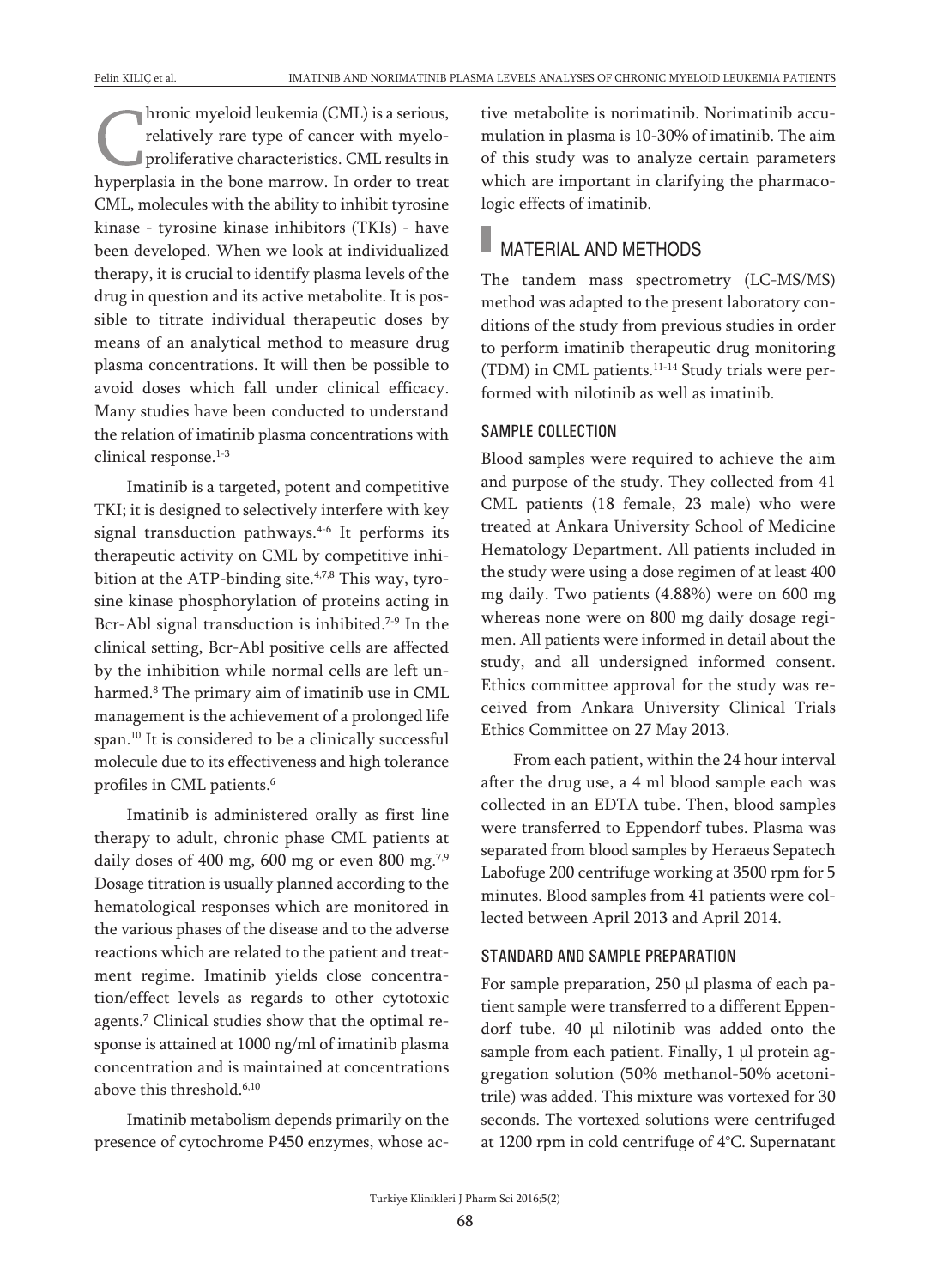Chronic myeloid leukemia (CML) is a serious, relatively rare type of cancer with myeloproliferative characteristics. CML results in hyperplasia in the bone marrow. In order to treat CML, molecules with the ability to inhibit tyrosine kinase - tyrosine kinase inhibitors (TKIs) - have been developed. When we look at individualized therapy, it is crucial to identify plasma levels of the drug in question and its active metabolite. It is possible to titrate individual therapeutic doses by means of an analytical method to measure drug plasma concentrations. It will then be possible to avoid doses which fall under clinical efficacy. Many studies have been conducted to understand the relation of imatinib plasma concentrations with clinical response.[1-3]

Imatinib is a targeted, potent and competitive TKI; it is designed to selectively interfere with key signal transduction pathways.[4-6] It performs its therapeutic activity on CML by competitive inhibition at the ATP-binding site.[4,7,8] This way, tyrosine kinase phosphorylation of proteins acting in Bcr-Abl signal transduction is inhibited.[7-9] In the clinical setting, Bcr-Abl positive cells are affected by the inhibition while normal cells are left unharmed.[8] The primary aim of imatinib use in CML management is the achievement of a prolonged life span.[10] It is considered to be a clinically successful molecule due to its effectiveness and high tolerance profiles in CML patients.[6]

Imatinib is administered orally as first line therapy to adult, chronic phase CML patients at daily doses of 400 mg, 600 mg or even 800 mg.[7,9] Dosage titration is usually planned according to the hematological responses which are monitored in the various phases of the disease and to the adverse reactions which are related to the patient and treatment regime. Imatinib yields close concentration/effect levels as regards to other cytotoxic agents.[7] Clinical studies show that the optimal response is attained at 1000 ng/ml of imatinib plasma concentration and is maintained at concentrations above this threshold.[6,10]

Imatinib metabolism depends primarily on the presence of cytochrome P450 enzymes, whose active metabolite is norimatinib. Norimatinib accumulation in plasma is 10-30% of imatinib. The aim of this study was to analyze certain parameters which are important in clarifying the pharmacologic effects of imatinib.

## MATERIAL AND METHODS

The tandem mass spectrometry (LC-MS/MS) method was adapted to the present laboratory conditions of the study from previous studies in order to perform imatinib therapeutic drug monitoring (TDM) in CML patients.[11-14] Study trials were performed with nilotinib as well as imatinib.

### SAMPLE COLLECTION

Blood samples were required to achieve the aim and purpose of the study. They collected from 41 CML patients (18 female, 23 male) who were treated at Ankara University School of Medicine Hematology Department. All patients included in the study were using a dose regimen of at least 400 mg daily. Two patients (4.88%) were on 600 mg whereas none were on 800 mg daily dosage regimen. All patients were informed in detail about the study, and all undersigned informed consent. Ethics committee approval for the study was received from Ankara University Clinical Trials Ethics Committee on 27 May 2013.

From each patient, within the 24 hour interval after the drug use, a 4 ml blood sample each was collected in an EDTA tube. Then, blood samples were transferred to Eppendorf tubes. Plasma was separated from blood samples by Heraeus Sepatech Labofuge 200 centrifuge working at 3500 rpm for 5 minutes. Blood samples from 41 patients were collected between April 2013 and April 2014.

### STANDARD AND SAMPLE PREPARATION

For sample preparation, 250 µl plasma of each patient sample were transferred to a different Eppendorf tube. 40 µl nilotinib was added onto the sample from each patient. Finally, 1 µl protein aggregation solution (50% methanol-50% acetonitrile) was added. This mixture was vortexed for 30 seconds. The vortexed solutions were centrifuged at 1200 rpm in cold centrifuge of 4°C. Supernatant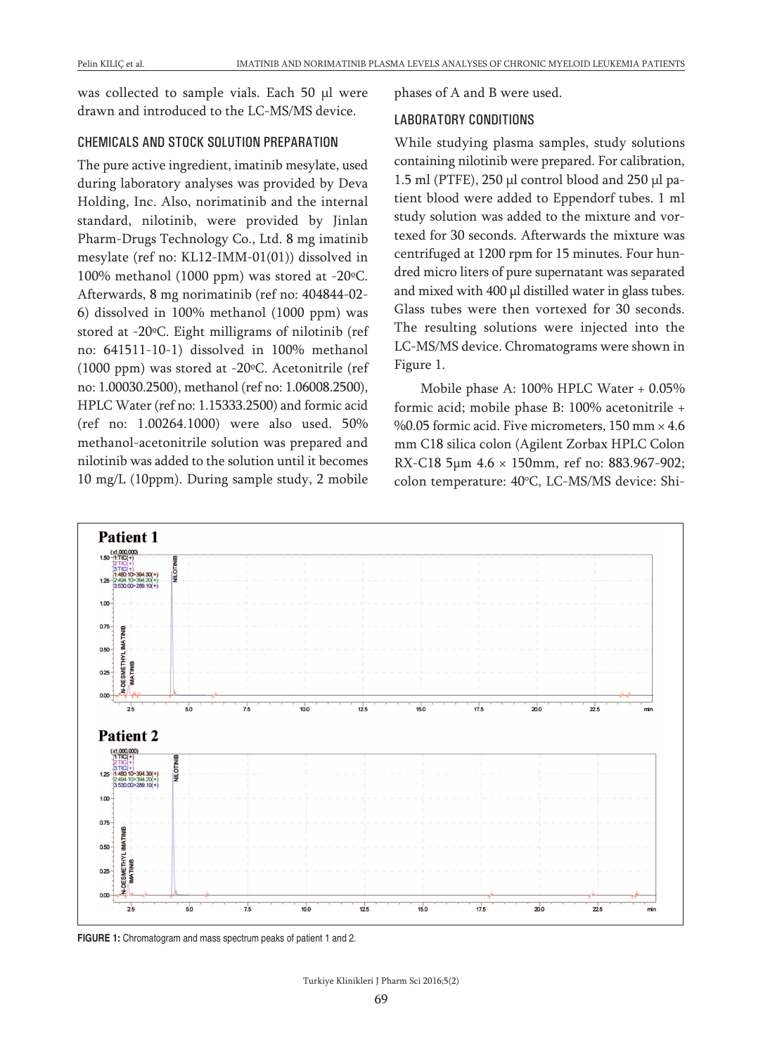was collected to sample vials. Each 50 µl were drawn and introduced to the LC-MS/MS device.

## CHEMICALS AND STOCK SOLUTION PREPARATION

The pure active ingredient, imatinib mesylate, used during laboratory analyses was provided by Deva Holding, Inc. Also, norimatinib and the internal standard, nilotinib, were provided by Jinlan Pharm-Drugs Technology Co., Ltd. 8 mg imatinib mesylate (ref no: KL12-IMM-01(01)) dissolved in 100% methanol (1000 ppm) was stored at -20ºC. Afterwards, 8 mg norimatinib (ref no: 404844-02-6) dissolved in 100% methanol (1000 ppm) was stored at -20ºC. Eight milligrams of nilotinib (ref no: 641511-10-1) dissolved in 100% methanol (1000 ppm) was stored at -20ºC. Acetonitrile (ref no: 1.00030.2500), methanol (ref no: 1.06008.2500), HPLC Water (ref no: 1.15333.2500) and formic acid (ref no: 1.00264.1000) were also used. 50% methanol-acetonitrile solution was prepared and nilotinib was added to the solution until it becomes 10 mg/L (10ppm). During sample study, 2 mobile phases of A and B were used.

## LABORATORY CONDITIONS

While studying plasma samples, study solutions containing nilotinib were prepared. For calibration, 1.5 ml (PTFE), 250 µl control blood and 250 µl patient blood were added to Eppendorf tubes. 1 ml study solution was added to the mixture and vortexed for 30 seconds. Afterwards the mixture was centrifuged at 1200 rpm for 15 minutes. Four hundred micro liters of pure supernatant was separated and mixed with 400 µl distilled water in glass tubes. Glass tubes were then vortexed for 30 seconds. The resulting solutions were injected into the LC-MS/MS device. Chromatograms were shown in Figure 1.

Mobile phase A: 100% HPLC Water + 0.05% formic acid; mobile phase B: 100% acetonitrile + %0.05 formic acid. Five micrometers, 150 mm × 4.6 mm C18 silica colon (Agilent Zorbax HPLC Colon RX-C18 5µm 4.6 × 150mm, ref no: 883.967-902; colon temperature: 40ºC, LC-MS/MS device: Shi-

**FIGURE 1:** Chromatogram and mass spectrum peaks of patient 1 and 2.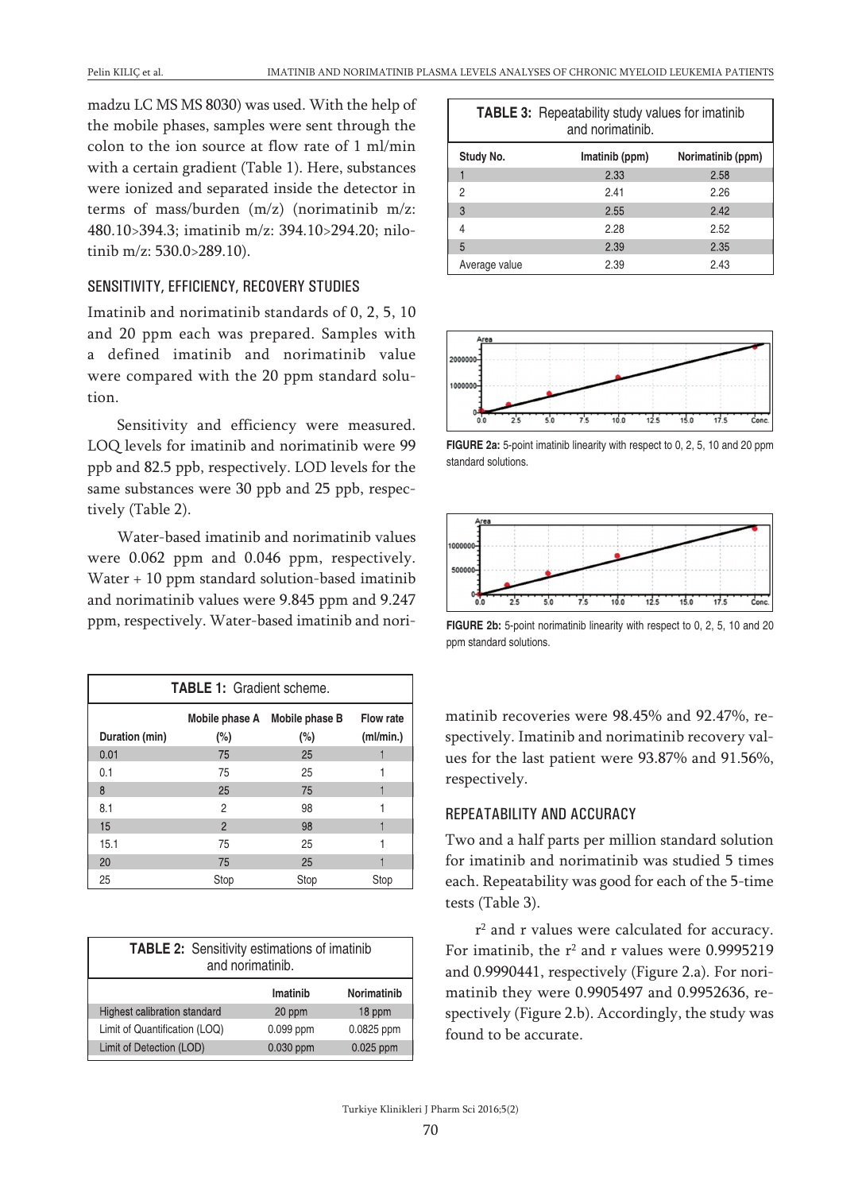madzu LC MS MS 8030) was used. With the help of the mobile phases, samples were sent through the colon to the ion source at flow rate of 1 ml/min with a certain gradient (Table 1). Here, substances were ionized and separated inside the detector in terms of mass/burden (m/z) (norimatinib m/z: 480.10>394.3; imatinib m/z: 394.10>294.20; nilotinib m/z: 530.0>289.10).

### SENSITIVITY, EFFICIENCY, RECOVERY STUDIES

Imatinib and norimatinib standards of 0, 2, 5, 10 and 20 ppm each was prepared. Samples with a defined imatinib and norimatinib value were compared with the 20 ppm standard solution.

Sensitivity and efficiency were measured. LOQ levels for imatinib and norimatinib were 99 ppb and 82.5 ppb, respectively. LOD levels for the same substances were 30 ppb and 25 ppb, respectively (Table 2).

Water-based imatinib and norimatinib values were 0.062 ppm and 0.046 ppm, respectively. Water + 10 ppm standard solution-based imatinib and norimatinib values were 9.845 ppm and 9.247 ppm, respectively. Water-based imatinib and norimatinib recoveries were 98.45% and 92.47%, respectively. Imatinib and norimatinib recovery values for the last patient were 93.87% and 91.56%, respectively.

**TABLE 1:** Gradient scheme.

| Duration (min) | Mobile phase A (%) | Mobile phase B (%) | Flow rate (ml/min.) |
|---|---|---|---|
| 0.01 | 75 | 25 | 1 |
| 0.1 | 75 | 25 | 1 |
| 8 | 25 | 75 | 1 |
| 8.1 | 2 | 98 | 1 |
| 15 | 2 | 98 | 1 |
| 15.1 | 75 | 25 | 1 |
| 20 | 75 | 25 | 1 |
| 25 | Stop | Stop | Stop |

**TABLE 2:** Sensitivity estimations of imatinib and norimatinib.

| | Imatinib | Norimatinib |
|---|---|---|
| Highest calibration standard | 20 ppm | 18 ppm |
| Limit of Quantification (LOQ) | 0.099 ppm | 0.0825 ppm |
| Limit of Detection (LOD) | 0.030 ppm | 0.025 ppm |

**TABLE 3:** Repeatability study values for imatinib and norimatinib.

| Study No. | Imatinib (ppm) | Norimatinib (ppm) |
|---|---|---|
| 1 | 2.33 | 2.58 |
| 2 | 2.41 | 2.26 |
| 3 | 2.55 | 2.42 |
| 4 | 2.28 | 2.52 |
| 5 | 2.39 | 2.35 |
| Average value | 2.39 | 2.43 |

**FIGURE 2a:** 5-point imatinib linearity with respect to 0, 2, 5, 10 and 20 ppm standard solutions.

**FIGURE 2b:** 5-point norimatinib linearity with respect to 0, 2, 5, 10 and 20 ppm standard solutions.

### REPEATABILITY AND ACCURACY

Two and a half parts per million standard solution for imatinib and norimatinib was studied 5 times each. Repeatability was good for each of the 5-time tests (Table 3).

$r^2$ and r values were calculated for accuracy. For imatinib, the $r^2$ and r values were 0.9995219 and 0.9990441, respectively (Figure 2.a). For norimatinib they were 0.9905497 and 0.9952636, respectively (Figure 2.b). Accordingly, the study was found to be accurate.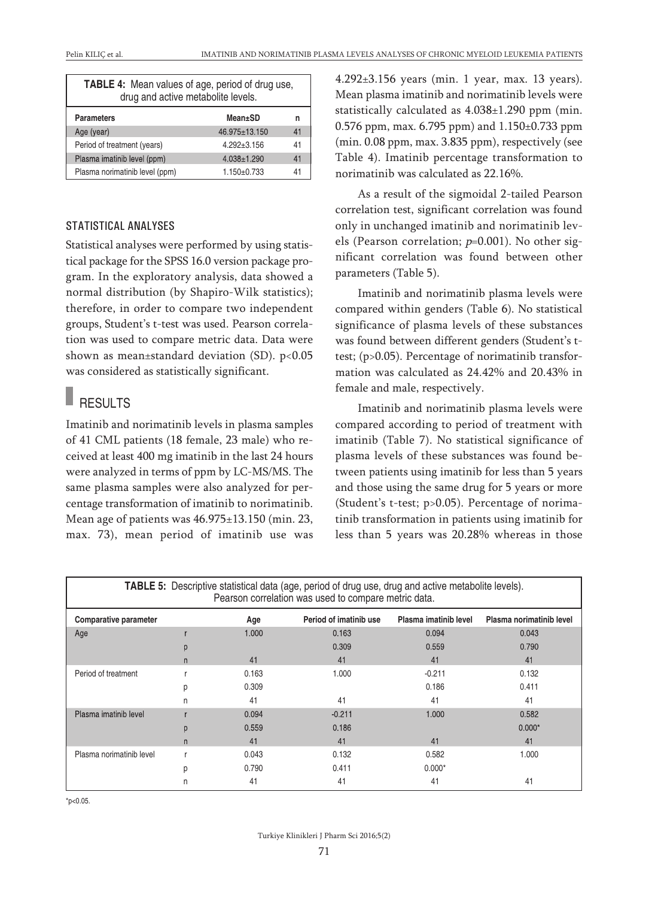**TABLE 4:** Mean values of age, period of drug use, drug and active metabolite levels.

| Parameters | Mean±SD | n |
|---|---|---|
| Age (year) | 46.975±13.150 | 41 |
| Period of treatment (years) | 4.292±3.156 | 41 |
| Plasma imatinib level (ppm) | 4.038±1.290 | 41 |
| Plasma norimatinib level (ppm) | 1.150±0.733 | 41 |

### STATISTICAL ANALYSES

Statistical analyses were performed by using statistical package for the SPSS 16.0 version package program. In the exploratory analysis, data showed a normal distribution (by Shapiro-Wilk statistics); therefore, in order to compare two independent groups, Student's t-test was used. Pearson correlation was used to compare metric data. Data were shown as mean±standard deviation (SD). $p<0.05$ was considered as statistically significant.

## RESULTS

Imatinib and norimatinib levels in plasma samples of 41 CML patients (18 female, 23 male) who received at least 400 mg imatinib in the last 24 hours were analyzed in terms of ppm by LC-MS/MS. The same plasma samples were also analyzed for percentage transformation of imatinib to norimatinib. Mean age of patients was 46.975±13.150 (min. 23, max. 73), mean period of imatinib use was 4.292±3.156 years (min. 1 year, max. 13 years). Mean plasma imatinib and norimatinib levels were statistically calculated as 4.038±1.290 ppm (min. 0.576 ppm, max. 6.795 ppm) and 1.150±0.733 ppm (min. 0.08 ppm, max. 3.835 ppm), respectively (see Table 4). Imatinib percentage transformation to norimatinib was calculated as 22.16%.

As a result of the sigmoidal 2-tailed Pearson correlation test, significant correlation was found only in unchanged imatinib and norimatinib levels (Pearson correlation; $p$=0.001). No other significant correlation was found between other parameters (Table 5).

Imatinib and norimatinib plasma levels were compared within genders (Table 6). No statistical significance of plasma levels of these substances was found between different genders (Student's t-test; ($p>0.05$). Percentage of norimatinib transformation was calculated as 24.42% and 20.43% in female and male, respectively.

Imatinib and norimatinib plasma levels were compared according to period of treatment with imatinib (Table 7). No statistical significance of plasma levels of these substances was found between patients using imatinib for less than 5 years and those using the same drug for 5 years or more (Student's t-test; $p>0.05$). Percentage of norimatinib transformation in patients using imatinib for less than 5 years was 20.28% whereas in those

**TABLE 5:** Descriptive statistical data (age, period of drug use, drug and active metabolite levels). Pearson correlation was used to compare metric data.

| Comparative parameter | | Age | Period of imatinib use | Plasma imatinib level | Plasma norimatinib level |
|---|---|---|---|---|---|
| Age | r | 1.000 | 0.163 | 0.094 | 0.043 |
| | p | | 0.309 | 0.559 | 0.790 |
| | n | 41 | 41 | 41 | 41 |
| Period of treatment | r | 0.163 | 1.000 | -0.211 | 0.132 |
| | p | 0.309 | | 0.186 | 0.411 |
| | n | 41 | 41 | 41 | 41 |
| Plasma imatinib level | r | 0.094 | -0.211 | 1.000 | 0.582 |
| | p | 0.559 | 0.186 | | 0.000* |
| | n | 41 | 41 | 41 | 41 |
| Plasma norimatinib level | r | 0.043 | 0.132 | 0.582 | 1.000 |
| | p | 0.790 | 0.411 | 0.000* | |
| | n | 41 | 41 | 41 | 41 |

*$p<0.05$.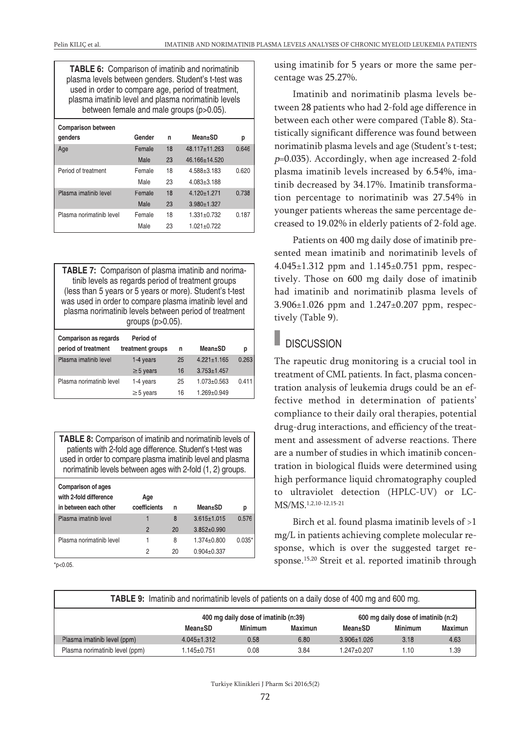**TABLE 6:** Comparison of imatinib and norimatinib plasma levels between genders. Student's t-test was used in order to compare age, period of treatment, plasma imatinib level and plasma norimatinib levels between female and male groups (p>0.05).

| Comparison between genders | Gender | n | Mean±SD | p |
|---|---|---|---|---|
| Age | Female | 18 | 48.117±11.263 | 0.646 |
| | Male | 23 | 46.166±14.520 | |
| Period of treatment | Female | 18 | 4.588±3.183 | 0.620 |
| | Male | 23 | 4.083±3.188 | |
| Plasma imatinib level | Female | 18 | 4.120±1.271 | 0.738 |
| | Male | 23 | 3.980±1.327 | |
| Plasma norimatinib level | Female | 18 | 1.331±0.732 | 0.187 |
| | Male | 23 | 1.021±0.722 | |

**TABLE 7:** Comparison of plasma imatinib and norimatinib levels as regards period of treatment groups (less than 5 years or 5 years or more). Student's t-test was used in order to compare plasma imatinib level and plasma norimatinib levels between period of treatment groups (p>0.05).

| Comparison as regards period of treatment | Period of treatment groups | n | Mean±SD | p |
|---|---|---|---|---|
| Plasma imatinib level | 1-4 years | 25 | 4.221±1.165 | 0.263 |
| | ≥5 years | 16 | 3.753±1.457 | |
| Plasma norimatinib level | 1-4 years | 25 | 1.073±0.563 | 0.411 |
| | ≥5 years | 16 | 1.269±0.949 | |

**TABLE 8:** Comparison of imatinib and norimatinib levels of patients with 2-fold age difference. Student's t-test was used in order to compare plasma imatinib level and plasma norimatinib levels between ages with 2-fold (1, 2) groups.

| Comparison of ages with 2-fold difference in between each other | Age coefficients | n | Mean±SD | p |
|---|---|---|---|---|
| Plasma imatinib level | 1 | 8 | 3.615±1.015 | 0.576 |
| | 2 | 20 | 3.852±0.990 | |
| Plasma norimatinib level | 1 | 8 | 1.374±0.800 | 0.035* |
| | 2 | 20 | 0.904±0.337 | |

*p<0.05.

using imatinib for 5 years or more the same percentage was 25.27%.

Imatinib and norimatinib plasma levels between 28 patients who had 2-fold age difference in between each other were compared (Table 8). Statistically significant difference was found between norimatinib plasma levels and age (Student's t-test; $p$=0.035). Accordingly, when age increased 2-fold plasma imatinib levels increased by 6.54%, imatinib decreased by 34.17%. Imatinib transformation percentage to norimatinib was 27.54% in younger patients whereas the same percentage decreased to 19.02% in elderly patients of 2-fold age.

Patients on 400 mg daily dose of imatinib presented mean imatinib and norimatinib levels of 4.045±1.312 ppm and 1.145±0.751 ppm, respectively. Those on 600 mg daily dose of imatinib had imatinib and norimatinib plasma levels of 3.906±1.026 ppm and 1.247±0.207 ppm, respectively (Table 9).

## DISCUSSION

The rapeutic drug monitoring is a crucial tool in treatment of CML patients. In fact, plasma concentration analysis of leukemia drugs could be an effective method in determination of patients' compliance to their daily oral therapies, potential drug-drug interactions, and efficiency of the treatment and assessment of adverse reactions. There are a number of studies in which imatinib concentration in biological fluids were determined using high performance liquid chromatography coupled to ultraviolet detection (HPLC-UV) or LC-MS/MS.[1,2,10-12,15-21]

Birch et al. found plasma imatinib levels of >1 mg/L in patients achieving complete molecular response, which is over the suggested target response.[15,20] Streit et al. reported imatinib through

**TABLE 9:** Imatinib and norimatinib levels of patients on a daily dose of 400 mg and 600 mg.

| | 400 mg daily dose of imatinib (n:39) | | | 600 mg daily dose of imatinib (n:2) | | |
|---|---|---|---|---|---|---|
| | Mean±SD | Minimum | Maximun | Mean±SD | Minimum | Maximun |
| Plasma imatinib level (ppm) | 4.045±1.312 | 0.58 | 6.80 | 3.906±1.026 | 3.18 | 4.63 |
| Plasma norimatinib level (ppm) | 1.145±0.751 | 0.08 | 3.84 | 1.247±0.207 | 1.10 | 1.39 |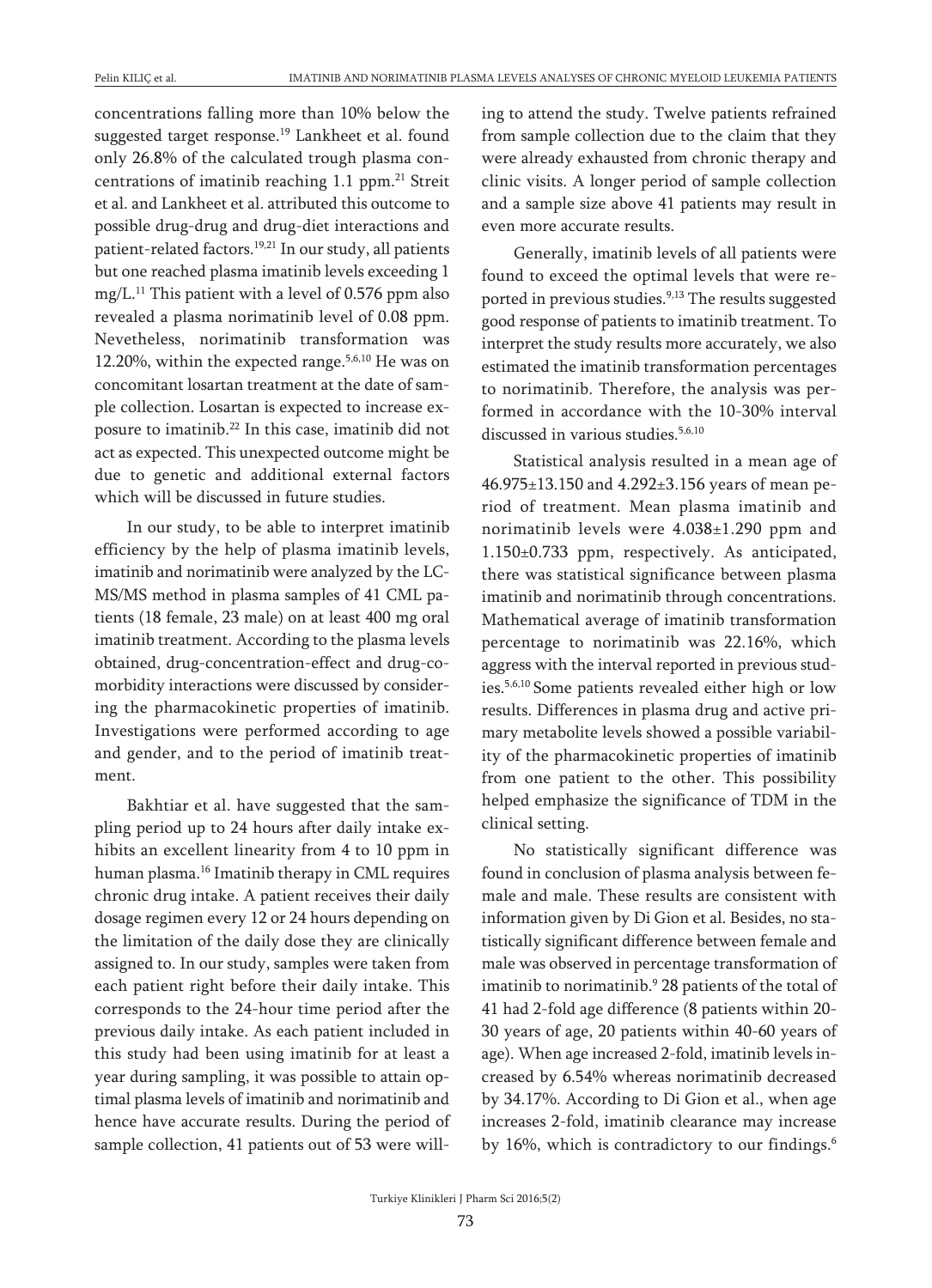concentrations falling more than 10% below the suggested target response.[19] Lankheet et al. found only 26.8% of the calculated trough plasma concentrations of imatinib reaching 1.1 ppm.[21] Streit et al. and Lankheet et al. attributed this outcome to possible drug-drug and drug-diet interactions and patient-related factors.[19,21] In our study, all patients but one reached plasma imatinib levels exceeding 1 mg/L.[11] This patient with a level of 0.576 ppm also revealed a plasma norimatinib level of 0.08 ppm. Nevetheless, norimatinib transformation was 12.20%, within the expected range.[5,6,10] He was on concomitant losartan treatment at the date of sample collection. Losartan is expected to increase exposure to imatinib.[22] In this case, imatinib did not act as expected. This unexpected outcome might be due to genetic and additional external factors which will be discussed in future studies.

In our study, to be able to interpret imatinib efficiency by the help of plasma imatinib levels, imatinib and norimatinib were analyzed by the LC-MS/MS method in plasma samples of 41 CML patients (18 female, 23 male) on at least 400 mg oral imatinib treatment. According to the plasma levels obtained, drug-concentration-effect and drug-comorbidity interactions were discussed by considering the pharmacokinetic properties of imatinib. Investigations were performed according to age and gender, and to the period of imatinib treatment.

Bakhtiar et al. have suggested that the sampling period up to 24 hours after daily intake exhibits an excellent linearity from 4 to 10 ppm in human plasma.[16] Imatinib therapy in CML requires chronic drug intake. A patient receives their daily dosage regimen every 12 or 24 hours depending on the limitation of the daily dose they are clinically assigned to. In our study, samples were taken from each patient right before their daily intake. This corresponds to the 24-hour time period after the previous daily intake. As each patient included in this study had been using imatinib for at least a year during sampling, it was possible to attain optimal plasma levels of imatinib and norimatinib and hence have accurate results. During the period of sample collection, 41 patients out of 53 were willing to attend the study. Twelve patients refrained from sample collection due to the claim that they were already exhausted from chronic therapy and clinic visits. A longer period of sample collection and a sample size above 41 patients may result in even more accurate results.

Generally, imatinib levels of all patients were found to exceed the optimal levels that were reported in previous studies.[9,13] The results suggested good response of patients to imatinib treatment. To interpret the study results more accurately, we also estimated the imatinib transformation percentages to norimatinib. Therefore, the analysis was performed in accordance with the 10-30% interval discussed in various studies.[5,6,10]

Statistical analysis resulted in a mean age of 46.975±13.150 and 4.292±3.156 years of mean period of treatment. Mean plasma imatinib and norimatinib levels were 4.038±1.290 ppm and 1.150±0.733 ppm, respectively. As anticipated, there was statistical significance between plasma imatinib and norimatinib through concentrations. Mathematical average of imatinib transformation percentage to norimatinib was 22.16%, which aggress with the interval reported in previous studies.[5,6,10] Some patients revealed either high or low results. Differences in plasma drug and active primary metabolite levels showed a possible variability of the pharmacokinetic properties of imatinib from one patient to the other. This possibility helped emphasize the significance of TDM in the clinical setting.

No statistically significant difference was found in conclusion of plasma analysis between female and male. These results are consistent with information given by Di Gion et al. Besides, no statistically significant difference between female and male was observed in percentage transformation of imatinib to norimatinib.[9] 28 patients of the total of 41 had 2-fold age difference (8 patients within 20-30 years of age, 20 patients within 40-60 years of age). When age increased 2-fold, imatinib levels increased by 6.54% whereas norimatinib decreased by 34.17%. According to Di Gion et al., when age increases 2-fold, imatinib clearance may increase by 16%, which is contradictory to our findings.[6]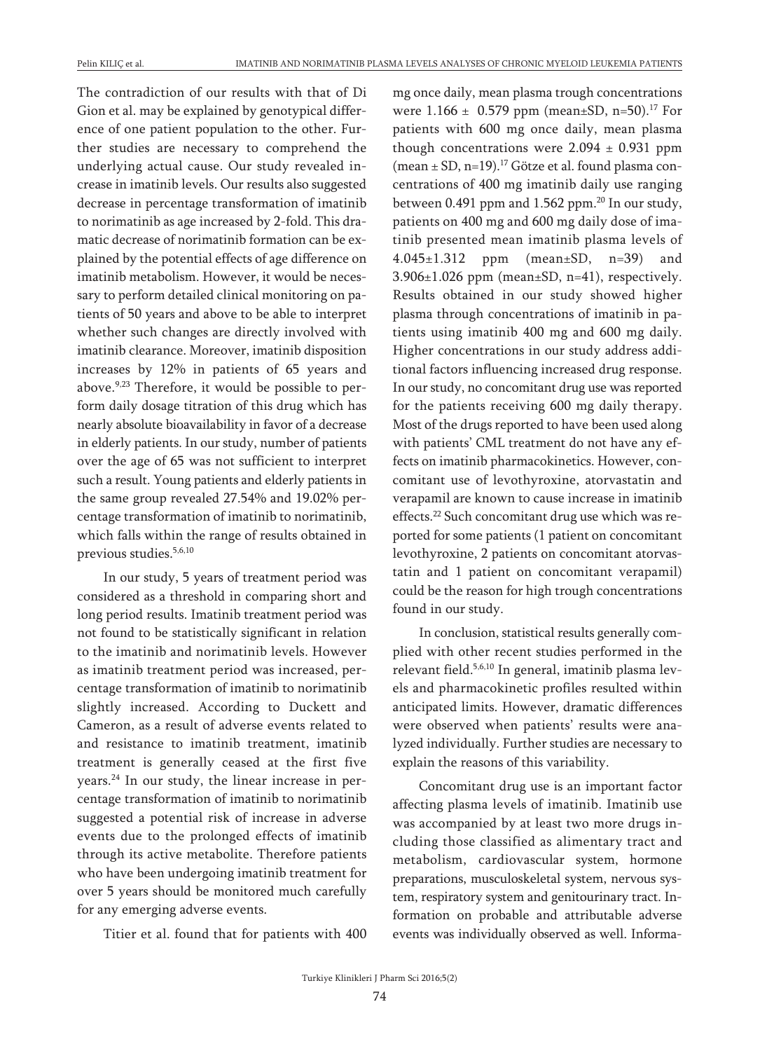The contradiction of our results with that of Di Gion et al. may be explained by genotypical difference of one patient population to the other. Further studies are necessary to comprehend the underlying actual cause. Our study revealed increase in imatinib levels. Our results also suggested decrease in percentage transformation of imatinib to norimatinib as age increased by 2-fold. This dramatic decrease of norimatinib formation can be explained by the potential effects of age difference on imatinib metabolism. However, it would be necessary to perform detailed clinical monitoring on patients of 50 years and above to be able to interpret whether such changes are directly involved with imatinib clearance. Moreover, imatinib disposition increases by 12% in patients of 65 years and above.[9,23] Therefore, it would be possible to perform daily dosage titration of this drug which has nearly absolute bioavailability in favor of a decrease in elderly patients. In our study, number of patients over the age of 65 was not sufficient to interpret such a result. Young patients and elderly patients in the same group revealed 27.54% and 19.02% percentage transformation of imatinib to norimatinib, which falls within the range of results obtained in previous studies.[5,6,10]

In our study, 5 years of treatment period was considered as a threshold in comparing short and long period results. Imatinib treatment period was not found to be statistically significant in relation to the imatinib and norimatinib levels. However as imatinib treatment period was increased, percentage transformation of imatinib to norimatinib slightly increased. According to Duckett and Cameron, as a result of adverse events related to and resistance to imatinib treatment, imatinib treatment is generally ceased at the first five years.[24] In our study, the linear increase in percentage transformation of imatinib to norimatinib suggested a potential risk of increase in adverse events due to the prolonged effects of imatinib through its active metabolite. Therefore patients who have been undergoing imatinib treatment for over 5 years should be monitored much carefully for any emerging adverse events.

Titier et al. found that for patients with 400 mg once daily, mean plasma trough concentrations were $1.166 \pm 0.579$ ppm (mean±SD, n=50).[17] For patients with 600 mg once daily, mean plasma though concentrations were $2.094 \pm 0.931$ ppm (mean ± SD, n=19).[17] Götze et al. found plasma concentrations of 400 mg imatinib daily use ranging between 0.491 ppm and 1.562 ppm.[20] In our study, patients on 400 mg and 600 mg daily dose of imatinib presented mean imatinib plasma levels of $4.045 \pm 1.312$ ppm (mean±SD, n=39) and $3.906 \pm 1.026$ ppm (mean±SD, n=41), respectively. Results obtained in our study showed higher plasma through concentrations of imatinib in patients using imatinib 400 mg and 600 mg daily. Higher concentrations in our study address additional factors influencing increased drug response. In our study, no concomitant drug use was reported for the patients receiving 600 mg daily therapy. Most of the drugs reported to have been used along with patients' CML treatment do not have any effects on imatinib pharmacokinetics. However, concomitant use of levothyroxine, atorvastatin and verapamil are known to cause increase in imatinib effects.[22] Such concomitant drug use which was reported for some patients (1 patient on concomitant levothyroxine, 2 patients on concomitant atorvastatin and 1 patient on concomitant verapamil) could be the reason for high trough concentrations found in our study.

In conclusion, statistical results generally complied with other recent studies performed in the relevant field.[5,6,10] In general, imatinib plasma levels and pharmacokinetic profiles resulted within anticipated limits. However, dramatic differences were observed when patients' results were analyzed individually. Further studies are necessary to explain the reasons of this variability.

Concomitant drug use is an important factor affecting plasma levels of imatinib. Imatinib use was accompanied by at least two more drugs including those classified as alimentary tract and metabolism, cardiovascular system, hormone preparations, musculoskeletal system, nervous system, respiratory system and genitourinary tract. Information on probable and attributable adverse events was individually observed as well. Informa-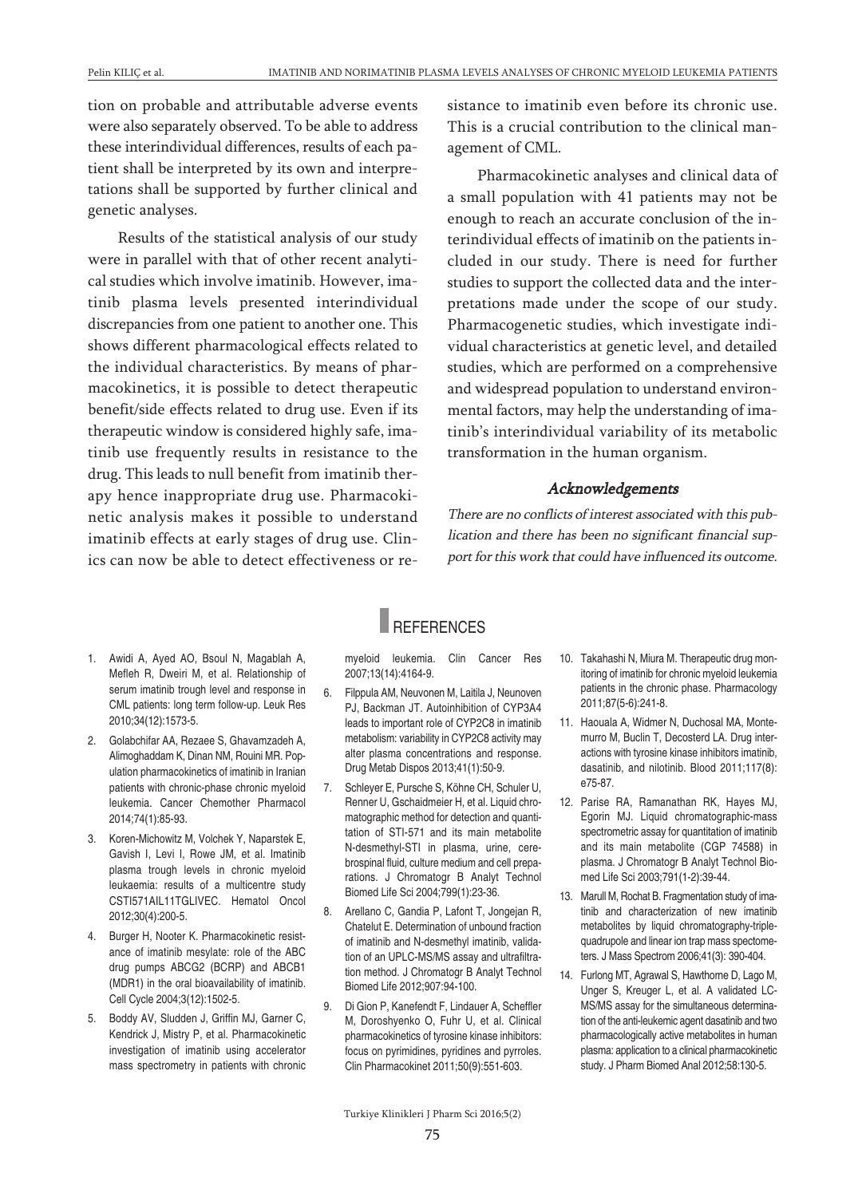tion on probable and attributable adverse events were also separately observed. To be able to address these interindividual differences, results of each patient shall be interpreted by its own and interpretations shall be supported by further clinical and genetic analyses.

Results of the statistical analysis of our study were in parallel with that of other recent analytical studies which involve imatinib. However, imatinib plasma levels presented interindividual discrepancies from one patient to another one. This shows different pharmacological effects related to the individual characteristics. By means of pharmacokinetics, it is possible to detect therapeutic benefit/side effects related to drug use. Even if its therapeutic window is considered highly safe, imatinib use frequently results in resistance to the drug. This leads to null benefit from imatinib therapy hence inappropriate drug use. Pharmacokinetic analysis makes it possible to understand imatinib effects at early stages of drug use. Clinics can now be able to detect effectiveness or resistance to imatinib even before its chronic use. This is a crucial contribution to the clinical management of CML.

Pharmacokinetic analyses and clinical data of a small population with 41 patients may not be enough to reach an accurate conclusion of the interindividual effects of imatinib on the patients included in our study. There is need for further studies to support the collected data and the interpretations made under the scope of our study. Pharmacogenetic studies, which investigate individual characteristics at genetic level, and detailed studies, which are performed on a comprehensive and widespread population to understand environmental factors, may help the understanding of imatinib's interindividual variability of its metabolic transformation in the human organism.

### *Acknowledgements*

*There are no conflicts of interest associated with this publication and there has been no significant financial support for this work that could have influenced its outcome.*

## REFERENCES

1. Awidi A, Ayed AO, Bsoul N, Magablah A, Mefleh R, Dweiri M, et al. Relationship of serum imatinib trough level and response in CML patients: long term follow-up. Leuk Res 2010;34(12):1573-5.
2. Golabchifar AA, Rezaee S, Ghavamzadeh A, Alimoghaddam K, Dinan NM, Rouini MR. Population pharmacokinetics of imatinib in Iranian patients with chronic-phase chronic myeloid leukemia. Cancer Chemother Pharmacol 2014;74(1):85-93.
3. Koren-Michowitz M, Volchek Y, Naparstek E, Gavish I, Levi I, Rowe JM, et al. Imatinib plasma trough levels in chronic myeloid leukaemia: results of a multicentre study CSTI571AIL11TGLIVEC. Hematol Oncol 2012;30(4):200-5.
4. Burger H, Nooter K. Pharmacokinetic resistance of imatinib mesylate: role of the ABC drug pumps ABCG2 (BCRP) and ABCB1 (MDR1) in the oral bioavailability of imatinib. Cell Cycle 2004;3(12):1502-5.
5. Boddy AV, Sludden J, Griffin MJ, Garner C, Kendrick J, Mistry P, et al. Pharmacokinetic investigation of imatinib using accelerator mass spectrometry in patients with chronic myeloid leukemia. Clin Cancer Res 2007;13(14):4164-9.
6. Filppula AM, Neuvonen M, Laitila J, Neunoven PJ, Backman JT. Autoinhibition of CYP3A4 leads to important role of CYP2C8 in imatinib metabolism: variability in CYP2C8 activity may alter plasma concentrations and response. Drug Metab Dispos 2013;41(1):50-9.
7. Schleyer E, Pursche S, Köhne CH, Schuler U, Renner U, Gschaidmeier H, et al. Liquid chromatographic method for detection and quantitation of STI-571 and its main metabolite N-desmethyl-STI in plasma, urine, cerebrospinal fluid, culture medium and cell preparations. J Chromatogr B Analyt Technol Biomed Life Sci 2004;799(1):23-36.
8. Arellano C, Gandia P, Lafont T, Jongejan R, Chatelut E. Determination of unbound fraction of imatinib and N-desmethyl imatinib, validation of an UPLC-MS/MS assay and ultrafiltration method. J Chromatogr B Analyt Technol Biomed Life 2012;907:94-100.
9. Di Gion P, Kanefendt F, Lindauer A, Scheffler M, Doroshyenko O, Fuhr U, et al. Clinical pharmacokinetics of tyrosine kinase inhibitors: focus on pyrimidines, pyridines and pyrroles. Clin Pharmacokinet 2011;50(9):551-603.
10. Takahashi N, Miura M. Therapeutic drug monitoring of imatinib for chronic myeloid leukemia patients in the chronic phase. Pharmacology 2011;87(5-6):241-8.
11. Haouala A, Widmer N, Duchosal MA, Montemurro M, Buclin T, Decosterd LA. Drug interactions with tyrosine kinase inhibitors imatinib, dasatinib, and nilotinib. Blood 2011;117(8): e75-87.
12. Parise RA, Ramanathan RK, Hayes MJ, Egorin MJ. Liquid chromatographic-mass spectrometric assay for quantitation of imatinib and its main metabolite (CGP 74588) in plasma. J Chromatogr B Analyt Technol Biomed Life Sci 2003;791(1-2):39-44.
13. Marull M, Rochat B. Fragmentation study of imatinib and characterization of new imatinib metabolites by liquid chromatography-triple-quadrupole and linear ion trap mass spectometers. J Mass Spectrom 2006;41(3): 390-404.
14. Furlong MT, Agrawal S, Hawthorne D, Lago M, Unger S, Kreuger L, et al. A validated LC-MS/MS assay for the simultaneous determination of the anti-leukemic agent dasatinib and two pharmacologically active metabolites in human plasma: application to a clinical pharmacokinetic study. J Pharm Biomed Anal 2012;58:130-5.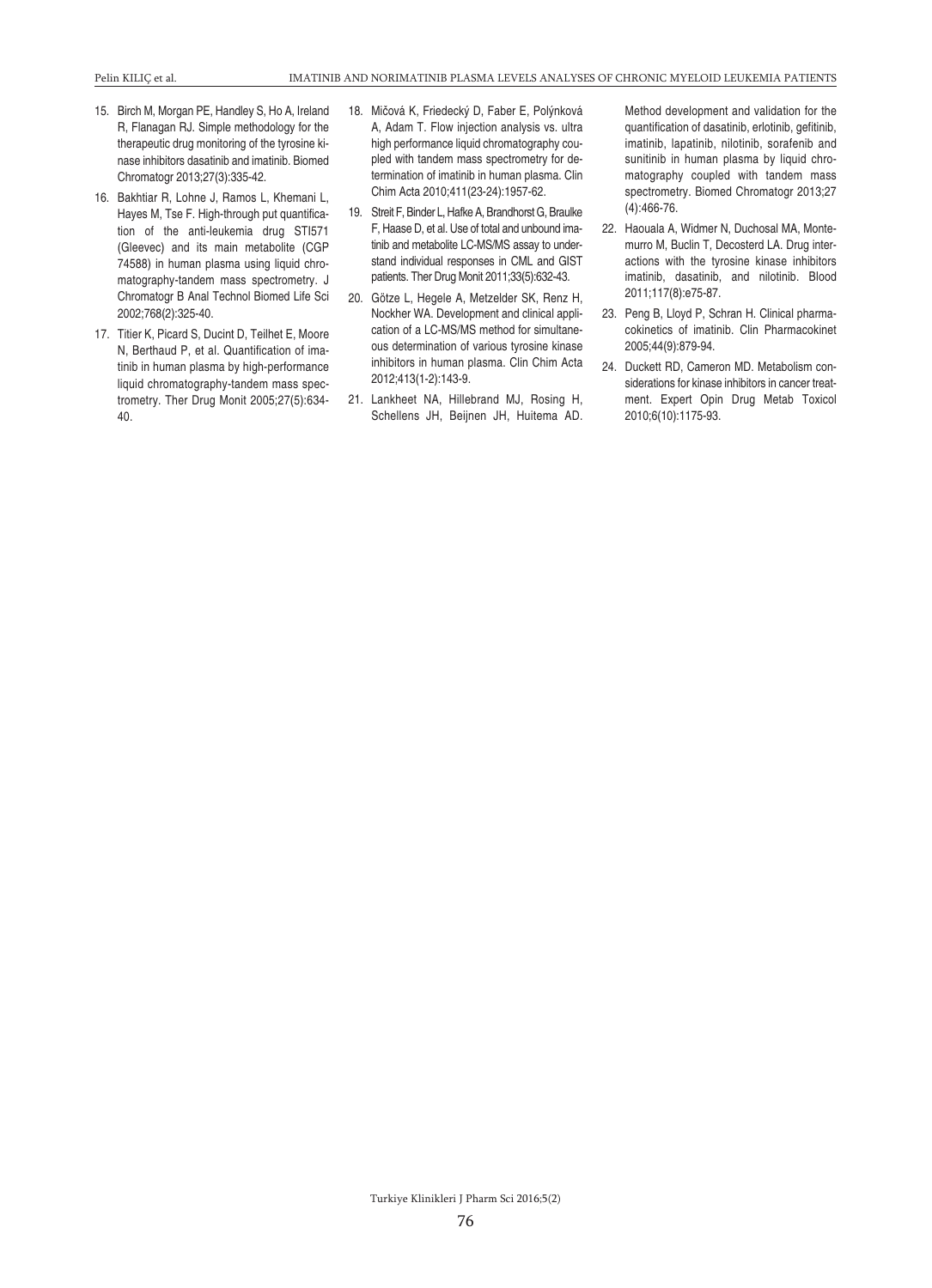15. Birch M, Morgan PE, Handley S, Ho A, Ireland R, Flanagan RJ. Simple methodology for the therapeutic drug monitoring of the tyrosine kinase inhibitors dasatinib and imatinib. Biomed Chromatogr 2013;27(3):335-42.
16. Bakhtiar R, Lohne J, Ramos L, Khemani L, Hayes M, Tse F. High-through put quantification of the anti-leukemia drug STI571 (Gleevec) and its main metabolite (CGP 74588) in human plasma using liquid chromatography-tandem mass spectrometry. J Chromatogr B Anal Technol Biomed Life Sci 2002;768(2):325-40.
17. Titier K, Picard S, Ducint D, Teilhet E, Moore N, Berthaud P, et al. Quantification of imatinib in human plasma by high-performance liquid chromatography-tandem mass spectrometry. Ther Drug Monit 2005;27(5):634-40.
18. Mičová K, Friedecký D, Faber E, Polýnková A, Adam T. Flow injection analysis vs. ultra high performance liquid chromatography coupled with tandem mass spectrometry for determination of imatinib in human plasma. Clin Chim Acta 2010;411(23-24):1957-62.
19. Streit F, Binder L, Hafke A, Brandhorst G, Braulke F, Haase D, et al. Use of total and unbound imatinib and metabolite LC-MS/MS assay to understand individual responses in CML and GIST patients. Ther Drug Monit 2011;33(5):632-43.
20. Götze L, Hegele A, Metzelder SK, Renz H, Nockher WA. Development and clinical application of a LC-MS/MS method for simultaneous determination of various tyrosine kinase inhibitors in human plasma. Clin Chim Acta 2012;413(1-2):143-9.
21. Lankheet NA, Hillebrand MJ, Rosing H, Schellens JH, Beijnen JH, Huitema AD. Method development and validation for the quantification of dasatinib, erlotinib, gefitinib, imatinib, lapatinib, nilotinib, sorafenib and sunitinib in human plasma by liquid chromatography coupled with tandem mass spectrometry. Biomed Chromatogr 2013;27(4):466-76.
22. Haouala A, Widmer N, Duchosal MA, Montemurro M, Buclin T, Decosterd LA. Drug interactions with the tyrosine kinase inhibitors imatinib, dasatinib, and nilotinib. Blood 2011;117(8):e75-87.
23. Peng B, Lloyd P, Schran H. Clinical pharmacokinetics of imatinib. Clin Pharmacokinet 2005;44(9):879-94.
24. Duckett RD, Cameron MD. Metabolism considerations for kinase inhibitors in cancer treatment. Expert Opin Drug Metab Toxicol 2010;6(10):1175-93.